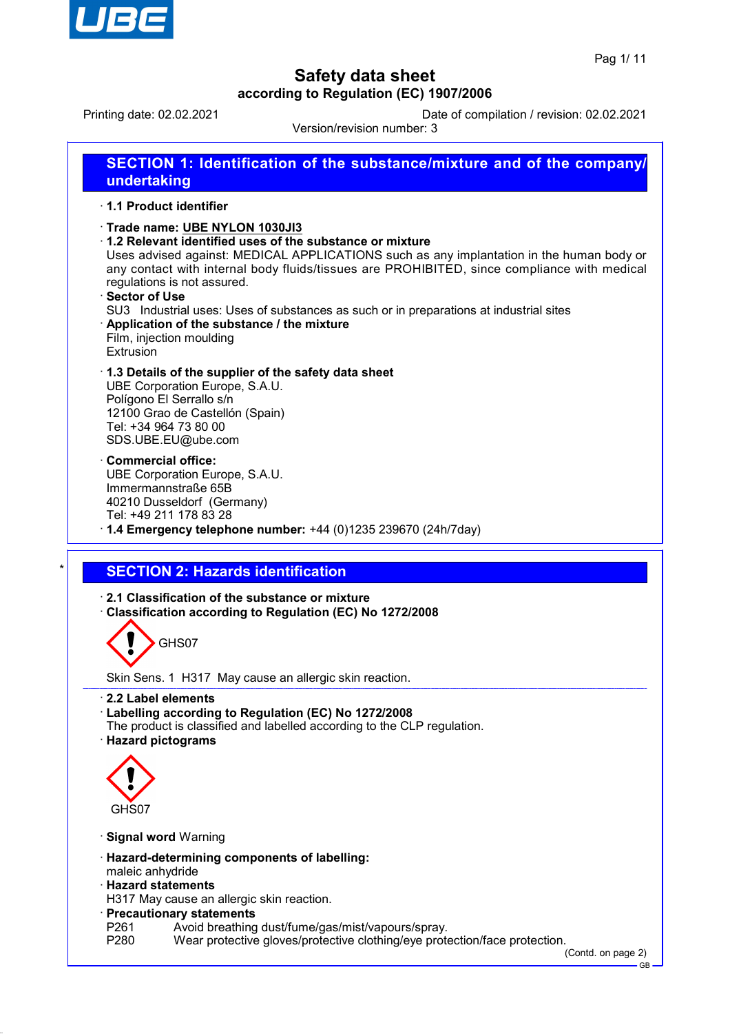# Safety data sheet

**according to Regulation (EC) 1907/2006**

Printing date: 02.02.2021 — Date of compilation / revision: 02.02.2021

Version/revision number: 3

## SECTION 1: Identification of the substance/mixture and of the company/ undertaking

· **1.1 Product identifier**

· **Trade name: UBE NYLON 1030JI3**

· **1.2 Relevant identified uses of the substance or mixture**

Uses advised against: MEDICAL APPLICATIONS such as any implantation in the human body or any contact with internal body fluids/tissues are PROHIBITED, since compliance with medical regulations is not assured.

· **Sector of Use**

SU3 Industrial uses: Uses of substances as such or in preparations at industrial sites

· **Application of the substance / the mixture**

Film, injection moulding
Extrusion

· **1.3 Details of the supplier of the safety data sheet**

UBE Corporation Europe, S.A.U.
Polígono El Serrallo s/n
12100 Grao de Castellón (Spain)
Tel: +34 964 73 80 00
SDS.UBE.EU@ube.com

· **Commercial office:**

UBE Corporation Europe, S.A.U.
Immermannstraße 65B
40210 Dusseldorf (Germany)
Tel: +49 211 178 83 28

· **1.4 Emergency telephone number:** +44 (0)1235 239670 (24h/7day)

## SECTION 2: Hazards identification

· **2.1 Classification of the substance or mixture**

· **Classification according to Regulation (EC) No 1272/2008**

GHS07

Skin Sens. 1 H317 May cause an allergic skin reaction.

· **2.2 Label elements**

· **Labelling according to Regulation (EC) No 1272/2008**

The product is classified and labelled according to the CLP regulation.

· **Hazard pictograms**

GHS07

· **Signal word** Warning

· **Hazard-determining components of labelling:**

maleic anhydride

· **Hazard statements**

H317 May cause an allergic skin reaction.

· **Precautionary statements**

P261 Avoid breathing dust/fume/gas/mist/vapours/spray.
P280 Wear protective gloves/protective clothing/eye protection/face protection.

(Contd. on page 2)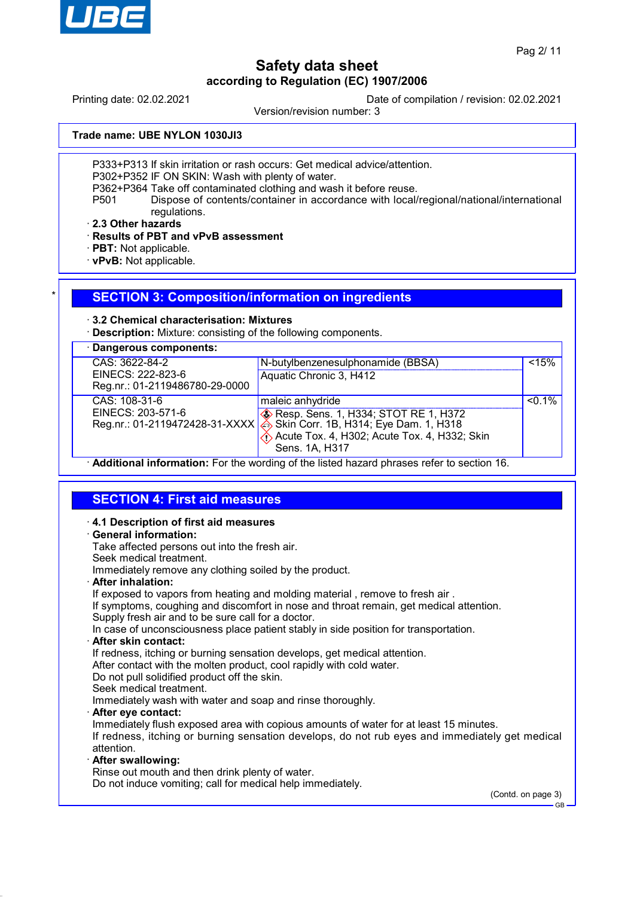**Trade name: UBE NYLON 1030JI3**

P333+P313 If skin irritation or rash occurs: Get medical advice/attention.
P302+P352 IF ON SKIN: Wash with plenty of water.
P362+P364 Take off contaminated clothing and wash it before reuse.
P501 Dispose of contents/container in accordance with local/regional/national/international regulations.

· **2.3 Other hazards**
· **Results of PBT and vPvB assessment**
· **PBT:** Not applicable.
· **vPvB:** Not applicable.

## SECTION 3: Composition/information on ingredients

· **3.2 Chemical characterisation: Mixtures**
· **Description:** Mixture: consisting of the following components.

· **Dangerous components:**

| Identifiers | Component / Classification | Concentration |
|---|---|---|
| CAS: 3622-84-2<br>EINECS: 222-823-6<br>Reg.nr.: 01-2119486780-29-0000 | N-butylbenzenesulphonamide (BBSA)<br>Aquatic Chronic 3, H412 | <15% |
| CAS: 108-31-6<br>EINECS: 203-571-6<br>Reg.nr.: 01-2119472428-31-XXXX | maleic anhydride<br>Resp. Sens. 1, H334; STOT RE 1, H372<br>Skin Corr. 1B, H314; Eye Dam. 1, H318<br>Acute Tox. 4, H302; Acute Tox. 4, H332; Skin Sens. 1A, H317 | <0.1% |

· **Additional information:** For the wording of the listed hazard phrases refer to section 16.

## SECTION 4: First aid measures

· **4.1 Description of first aid measures**

· **General information:**
Take affected persons out into the fresh air.
Seek medical treatment.
Immediately remove any clothing soiled by the product.

· **After inhalation:**
If exposed to vapors from heating and molding material , remove to fresh air .
If symptoms, coughing and discomfort in nose and throat remain, get medical attention.
Supply fresh air and to be sure call for a doctor.
In case of unconsciousness place patient stably in side position for transportation.

· **After skin contact:**
If redness, itching or burning sensation develops, get medical attention.
After contact with the molten product, cool rapidly with cold water.
Do not pull solidified product off the skin.
Seek medical treatment.
Immediately wash with water and soap and rinse thoroughly.

· **After eye contact:**
Immediately flush exposed area with copious amounts of water for at least 15 minutes.
If redness, itching or burning sensation develops, do not rub eyes and immediately get medical attention.

· **After swallowing:**
Rinse out mouth and then drink plenty of water.
Do not induce vomiting; call for medical help immediately.

(Contd. on page 3)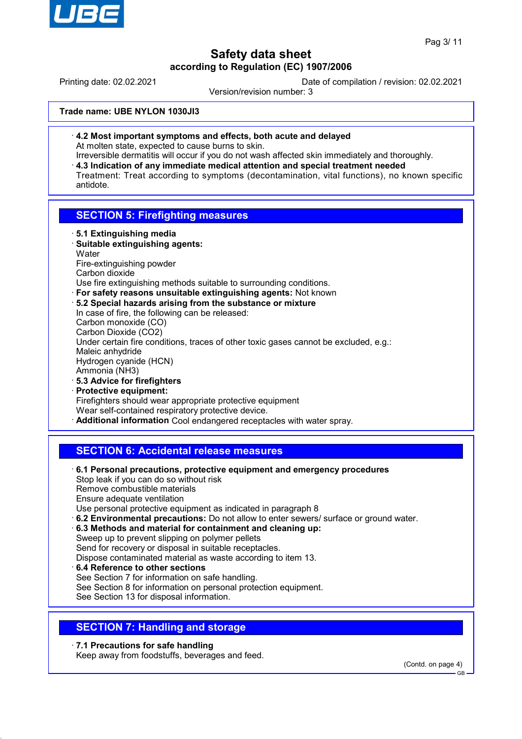Trade name: UBE NYLON 1030JI3

· **4.2 Most important symptoms and effects, both acute and delayed**
At molten state, expected to cause burns to skin.
Irreversible dermatitis will occur if you do not wash affected skin immediately and thoroughly.

· **4.3 Indication of any immediate medical attention and special treatment needed**
Treatment: Treat according to symptoms (decontamination, vital functions), no known specific antidote.

## SECTION 5: Firefighting measures

· **5.1 Extinguishing media**

· **Suitable extinguishing agents:**
Water
Fire-extinguishing powder
Carbon dioxide
Use fire extinguishing methods suitable to surrounding conditions.

· **For safety reasons unsuitable extinguishing agents:** Not known

· **5.2 Special hazards arising from the substance or mixture**
In case of fire, the following can be released:
Carbon monoxide (CO)
Carbon Dioxide ($CO_2$)
Under certain fire conditions, traces of other toxic gases cannot be excluded, e.g.:
Maleic anhydride
Hydrogen cyanide (HCN)
Ammonia ($NH_3$)

· **5.3 Advice for firefighters**

· **Protective equipment:**
Firefighters should wear appropriate protective equipment
Wear self-contained respiratory protective device.

· **Additional information** Cool endangered receptacles with water spray.

## SECTION 6: Accidental release measures

· **6.1 Personal precautions, protective equipment and emergency procedures**
Stop leak if you can do so without risk
Remove combustible materials
Ensure adequate ventilation
Use personal protective equipment as indicated in paragraph 8

· **6.2 Environmental precautions:** Do not allow to enter sewers/ surface or ground water.

· **6.3 Methods and material for containment and cleaning up:**
Sweep up to prevent slipping on polymer pellets
Send for recovery or disposal in suitable receptacles.
Dispose contaminated material as waste according to item 13.

· **6.4 Reference to other sections**
See Section 7 for information on safe handling.
See Section 8 for information on personal protection equipment.
See Section 13 for disposal information.

## SECTION 7: Handling and storage

· **7.1 Precautions for safe handling**
Keep away from foodstuffs, beverages and feed.

(Contd. on page 4)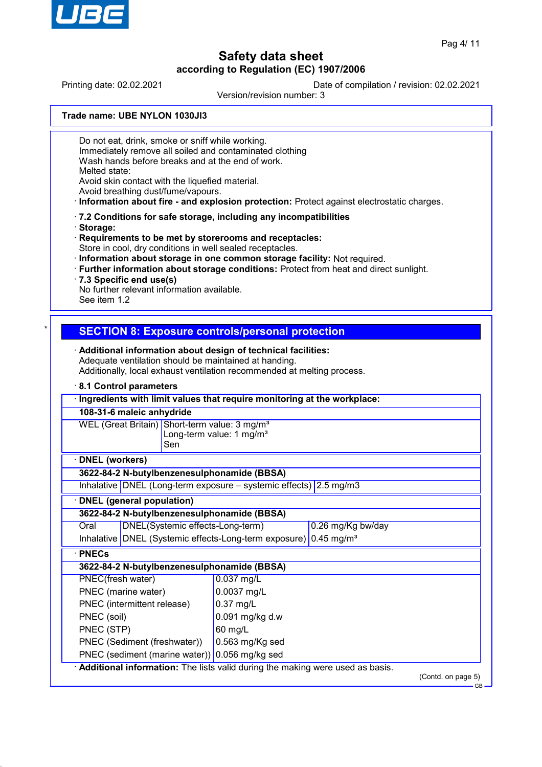Do not eat, drink, smoke or sniff while working.
Immediately remove all soiled and contaminated clothing
Wash hands before breaks and at the end of work.
Melted state:
Avoid skin contact with the liquefied material.
Avoid breathing dust/fume/vapours.

· **Information about fire - and explosion protection:** Protect against electrostatic charges.

· **7.2 Conditions for safe storage, including any incompatibilities**
· **Storage:**
· **Requirements to be met by storerooms and receptacles:**
Store in cool, dry conditions in well sealed receptacles.
· **Information about storage in one common storage facility:** Not required.
· **Further information about storage conditions:** Protect from heat and direct sunlight.
· **7.3 Specific end use(s)**
No further relevant information available.
See item 1.2

\*

## SECTION 8: Exposure controls/personal protection

· **Additional information about design of technical facilities:**
Adequate ventilation should be maintained at handing.
Additionally, local exhaust ventilation recommended at melting process.

· **8.1 Control parameters**

| · **Ingredients with limit values that require monitoring at the workplace:** | |
|---|---|
| **108-31-6 maleic anhydride** | |
| WEL (Great Britain) | Short-term value: 3 mg/m³<br>Long-term value: 1 mg/m³<br>Sen |

| · **DNEL (workers)** | | |
|---|---|---|
| **3622-84-2 N-butylbenzenesulphonamide (BBSA)** | | |
| Inhalative | DNEL (Long-term exposure – systemic effects) | 2.5 mg/m3 |

| · **DNEL (general population)** | | |
|---|---|---|
| **3622-84-2 N-butylbenzenesulphonamide (BBSA)** | | |
| Oral | DNEL(Systemic effects-Long-term) | 0.26 mg/Kg bw/day |
| Inhalative | DNEL (Systemic effects-Long-term exposure) | 0.45 mg/m³ |

| · **PNECs** | |
|---|---|
| **3622-84-2 N-butylbenzenesulphonamide (BBSA)** | |
| PNEC(fresh water) | 0.037 mg/L |
| PNEC (marine water) | 0.0037 mg/L |
| PNEC (intermittent release) | 0.37 mg/L |
| PNEC (soil) | 0.091 mg/kg d.w |
| PNEC (STP) | 60 mg/L |
| PNEC (Sediment (freshwater)) | 0.563 mg/Kg sed |
| PNEC (sediment (marine water)) | 0.056 mg/kg sed |

· **Additional information:** The lists valid during the making were used as basis.

(Contd. on page 5)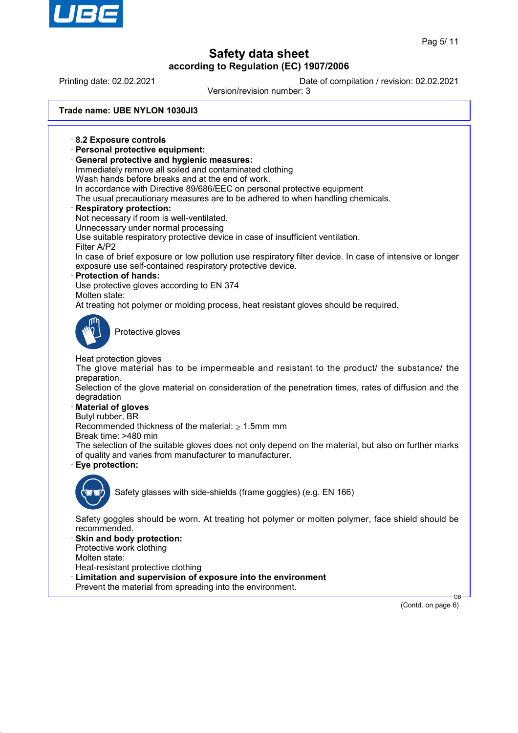**Trade name: UBE NYLON 1030JI3**

· **8.2 Exposure controls**

· **Personal protective equipment:**

· **General protective and hygienic measures:**
Immediately remove all soiled and contaminated clothing
Wash hands before breaks and at the end of work.
In accordance with Directive 89/686/EEC on personal protective equipment
The usual precautionary measures are to be adhered to when handling chemicals.

· **Respiratory protection:**
Not necessary if room is well-ventilated.
Unnecessary under normal processing
Use suitable respiratory protective device in case of insufficient ventilation.
Filter A/P2
In case of brief exposure or low pollution use respiratory filter device. In case of intensive or longer exposure use self-contained respiratory protective device.

· **Protection of hands:**
Use protective gloves according to EN 374
Molten state:
At treating hot polymer or molding process, heat resistant gloves should be required.

Protective gloves

Heat protection gloves
The glove material has to be impermeable and resistant to the product/ the substance/ the preparation.
Selection of the glove material on consideration of the penetration times, rates of diffusion and the degradation

· **Material of gloves**
Butyl rubber, BR
Recommended thickness of the material: $\geq$ 1.5mm mm
Break time: >480 min
The selection of the suitable gloves does not only depend on the material, but also on further marks of quality and varies from manufacturer to manufacturer.

· **Eye protection:**

Safety glasses with side-shields (frame goggles) (e.g. EN 166)

Safety goggles should be worn. At treating hot polymer or molten polymer, face shield should be recommended.

· **Skin and body protection:**
Protective work clothing
Molten state:
Heat-resistant protective clothing

· **Limitation and supervision of exposure into the environment**
Prevent the material from spreading into the environment.

(Contd. on page 6)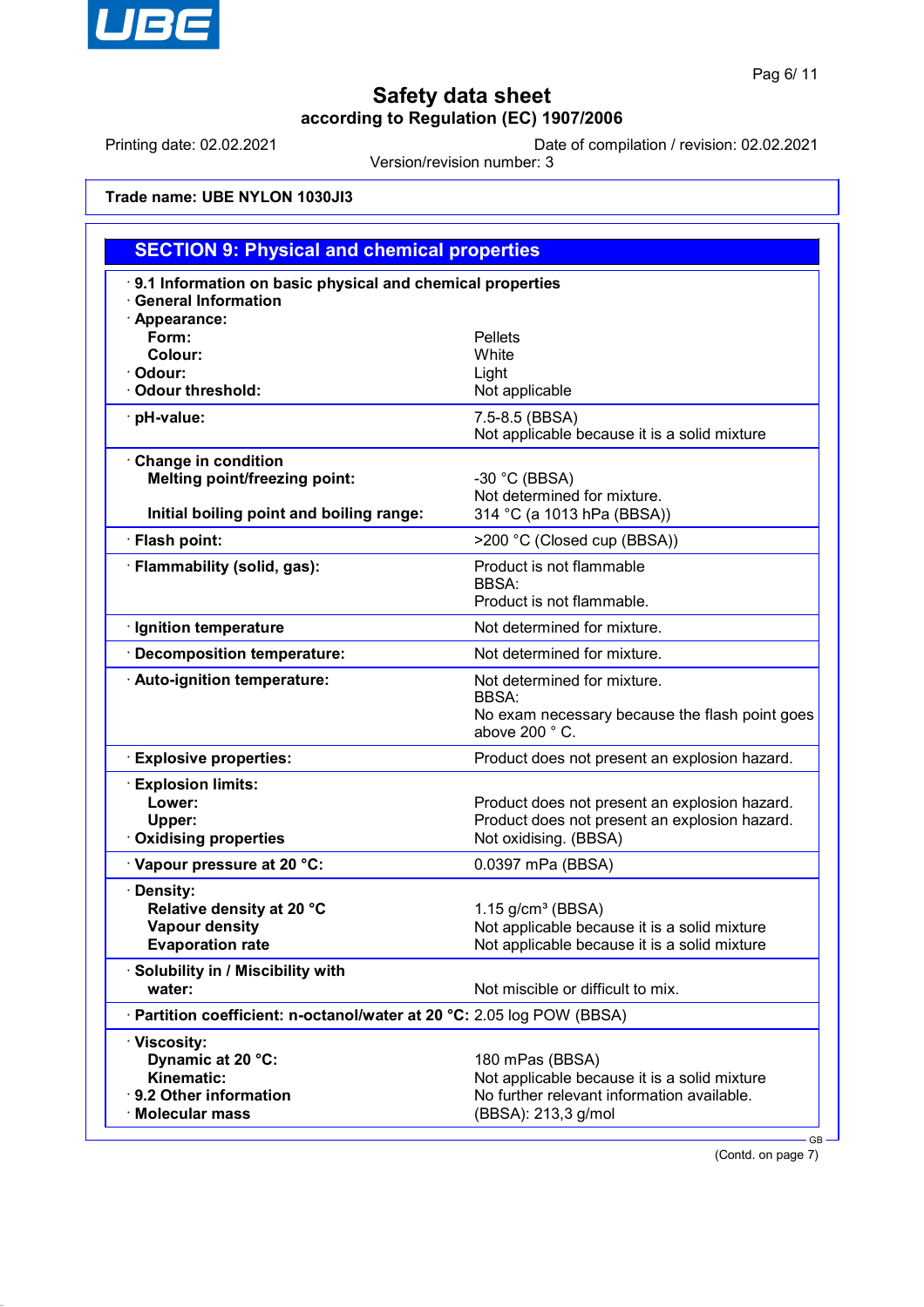# Safety data sheet

**according to Regulation (EC) 1907/2006**

Printing date: 02.02.2021 | Date of compilation / revision: 02.02.2021

Version/revision number: 3

**Trade name: UBE NYLON 1030JI3**

## SECTION 9: Physical and chemical properties

| | |
|---|---|
| · **9.1 Information on basic physical and chemical properties** | |
| · **General Information** | |
| · **Appearance:** | |
| **Form:** | Pellets |
| **Colour:** | White |
| · **Odour:** | Light |
| · **Odour threshold:** | Not applicable |
| · **pH-value:** | 7.5-8.5 (BBSA)<br>Not applicable because it is a solid mixture |
| · **Change in condition** | |
| **Melting point/freezing point:** | -30 °C (BBSA)<br>Not determined for mixture. |
| **Initial boiling point and boiling range:** | 314 °C (a 1013 hPa (BBSA)) |
| · **Flash point:** | >200 °C (Closed cup (BBSA)) |
| · **Flammability (solid, gas):** | Product is not flammable<br>BBSA:<br>Product is not flammable. |
| · **Ignition temperature** | Not determined for mixture. |
| · **Decomposition temperature:** | Not determined for mixture. |
| · **Auto-ignition temperature:** | Not determined for mixture.<br>BBSA:<br>No exam necessary because the flash point goes above 200 ° C. |
| · **Explosive properties:** | Product does not present an explosion hazard. |
| · **Explosion limits:** | |
| **Lower:** | Product does not present an explosion hazard. |
| **Upper:** | Product does not present an explosion hazard. |
| · **Oxidising properties** | Not oxidising. (BBSA) |
| · **Vapour pressure at 20 °C:** | 0.0397 mPa (BBSA) |
| · **Density:** | |
| **Relative density at 20 °C** | 1.15 g/cm³ (BBSA) |
| **Vapour density** | Not applicable because it is a solid mixture |
| **Evaporation rate** | Not applicable because it is a solid mixture |
| · **Solubility in / Miscibility with** | |
| **water:** | Not miscible or difficult to mix. |
| · **Partition coefficient: n-octanol/water at 20 °C:** | 2.05 log POW (BBSA) |
| · **Viscosity:** | |
| **Dynamic at 20 °C:** | 180 mPas (BBSA) |
| **Kinematic:** | Not applicable because it is a solid mixture |
| · **9.2 Other information** | No further relevant information available. |
| · **Molecular mass** | (BBSA): 213,3 g/mol |

(Contd. on page 7)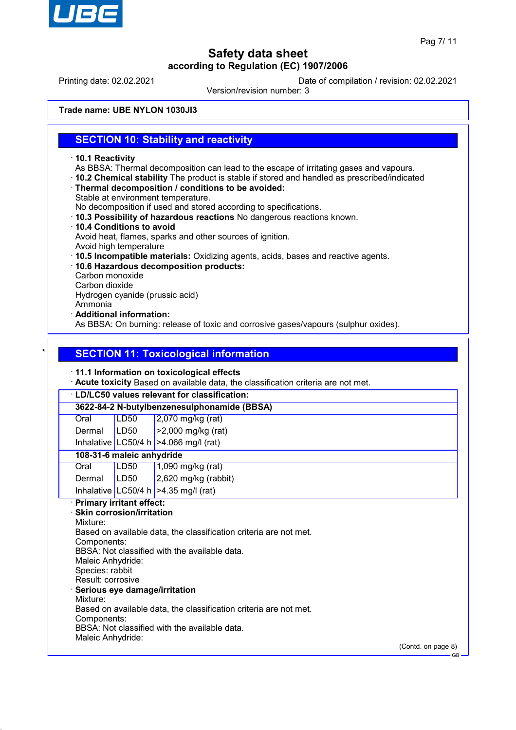**Trade name: UBE NYLON 1030JI3**

## SECTION 10: Stability and reactivity

· **10.1 Reactivity**
As BBSA: Thermal decomposition can lead to the escape of irritating gases and vapours.
· **10.2 Chemical stability** The product is stable if stored and handled as prescribed/indicated
· **Thermal decomposition / conditions to be avoided:**
Stable at environment temperature.
No decomposition if used and stored according to specifications.
· **10.3 Possibility of hazardous reactions** No dangerous reactions known.
· **10.4 Conditions to avoid**
Avoid heat, flames, sparks and other sources of ignition.
Avoid high temperature
· **10.5 Incompatible materials:** Oxidizing agents, acids, bases and reactive agents.
· **10.6 Hazardous decomposition products:**
Carbon monoxide
Carbon dioxide
Hydrogen cyanide (prussic acid)
Ammonia
· **Additional information:**
As BBSA: On burning: release of toxic and corrosive gases/vapours (sulphur oxides).

## SECTION 11: Toxicological information

· **11.1 Information on toxicological effects**
· **Acute toxicity** Based on available data, the classification criteria are not met.

| · **LD/LC50 values relevant for classification:** | | |
|---|---|---|
| **3622-84-2 N-butylbenzenesulphonamide (BBSA)** | | |
| Oral | LD50 | 2,070 mg/kg (rat) |
| Dermal | LD50 | >2,000 mg/kg (rat) |
| Inhalative | LC50/4 h | >4.066 mg/l (rat) |
| **108-31-6 maleic anhydride** | | |
| Oral | LD50 | 1,090 mg/kg (rat) |
| Dermal | LD50 | 2,620 mg/kg (rabbit) |
| Inhalative | LC50/4 h | >4.35 mg/l (rat) |

· **Primary irritant effect:**
· **Skin corrosion/irritation**
Mixture:
Based on available data, the classification criteria are not met.
Components:
BBSA: Not classified with the available data.
Maleic Anhydride:
Species: rabbit
Result: corrosive
· **Serious eye damage/irritation**
Mixture:
Based on available data, the classification criteria are not met.
Components:
BBSA: Not classified with the available data.
Maleic Anhydride:

(Contd. on page 8)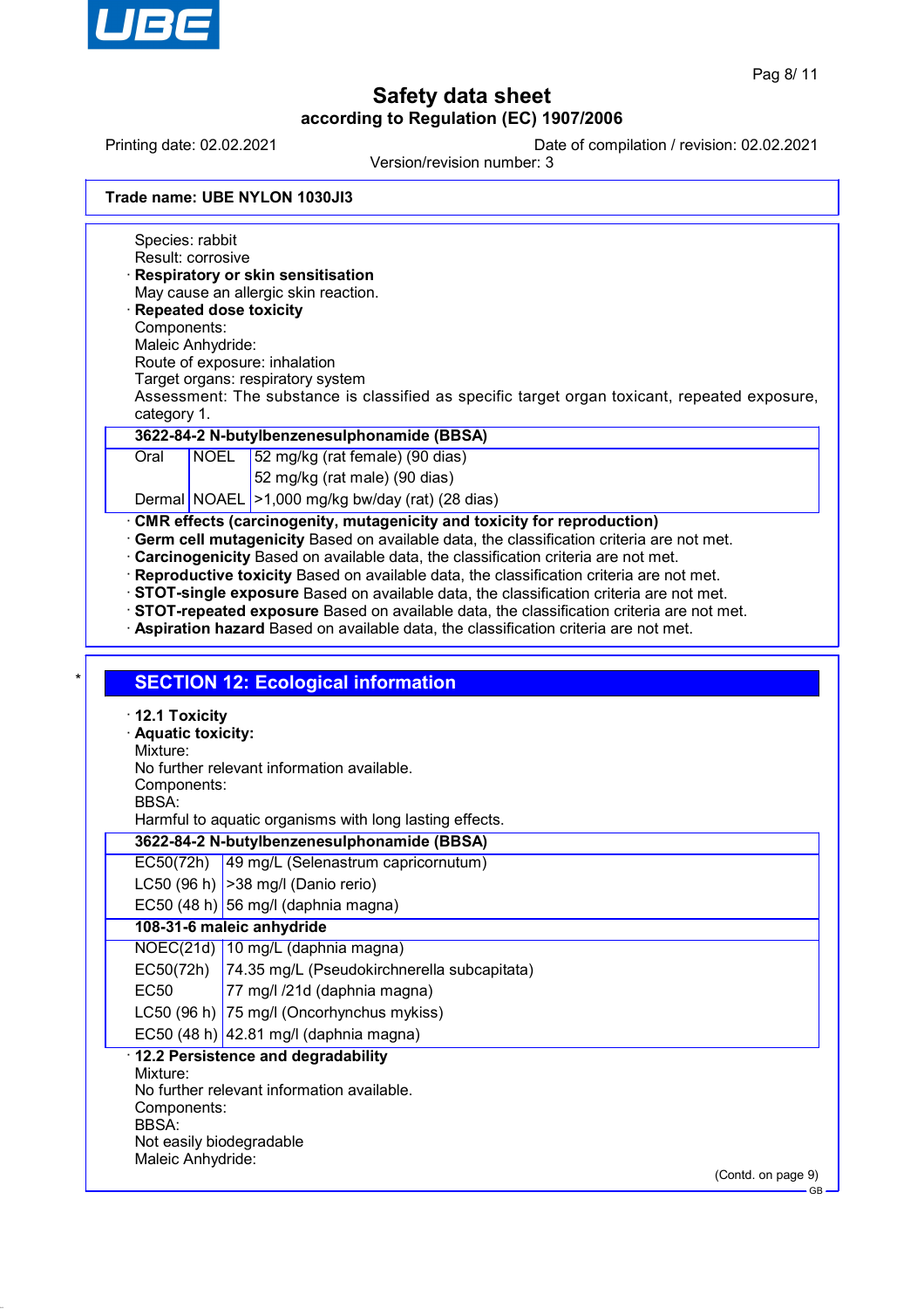Trade name: UBE NYLON 1030JI3

Species: rabbit
Result: corrosive

· **Respiratory or skin sensitisation**
May cause an allergic skin reaction.

· **Repeated dose toxicity**
Components:
Maleic Anhydride:
Route of exposure: inhalation
Target organs: respiratory system
Assessment: The substance is classified as specific target organ toxicant, repeated exposure, category 1.

| **3622-84-2 N-butylbenzenesulphonamide (BBSA)** | | |
|---|---|---|
| Oral | NOEL | 52 mg/kg (rat female) (90 dias) |
| | | 52 mg/kg (rat male) (90 dias) |
| Dermal | NOAEL | >1,000 mg/kg bw/day (rat) (28 dias) |

· **CMR effects (carcinogenity, mutagenicity and toxicity for reproduction)**
· **Germ cell mutagenicity** Based on available data, the classification criteria are not met.
· **Carcinogenicity** Based on available data, the classification criteria are not met.
· **Reproductive toxicity** Based on available data, the classification criteria are not met.
· **STOT-single exposure** Based on available data, the classification criteria are not met.
· **STOT-repeated exposure** Based on available data, the classification criteria are not met.
· **Aspiration hazard** Based on available data, the classification criteria are not met.

## SECTION 12: Ecological information

· **12.1 Toxicity**
· **Aquatic toxicity:**
Mixture:
No further relevant information available.
Components:
BBSA:
Harmful to aquatic organisms with long lasting effects.

| **3622-84-2 N-butylbenzenesulphonamide (BBSA)** | |
|---|---|
| EC50(72h) | 49 mg/L (Selenastrum capricornutum) |
| LC50 (96 h) | >38 mg/l (Danio rerio) |
| EC50 (48 h) | 56 mg/l (daphnia magna) |
| **108-31-6 maleic anhydride** | |
| NOEC(21d) | 10 mg/L (daphnia magna) |
| EC50(72h) | 74.35 mg/L (Pseudokirchnerella subcapitata) |
| EC50 | 77 mg/l /21d (daphnia magna) |
| LC50 (96 h) | 75 mg/l (Oncorhynchus mykiss) |
| EC50 (48 h) | 42.81 mg/l (daphnia magna) |

· **12.2 Persistence and degradability**
Mixture:
No further relevant information available.
Components:
BBSA:
Not easily biodegradable
Maleic Anhydride:

(Contd. on page 9)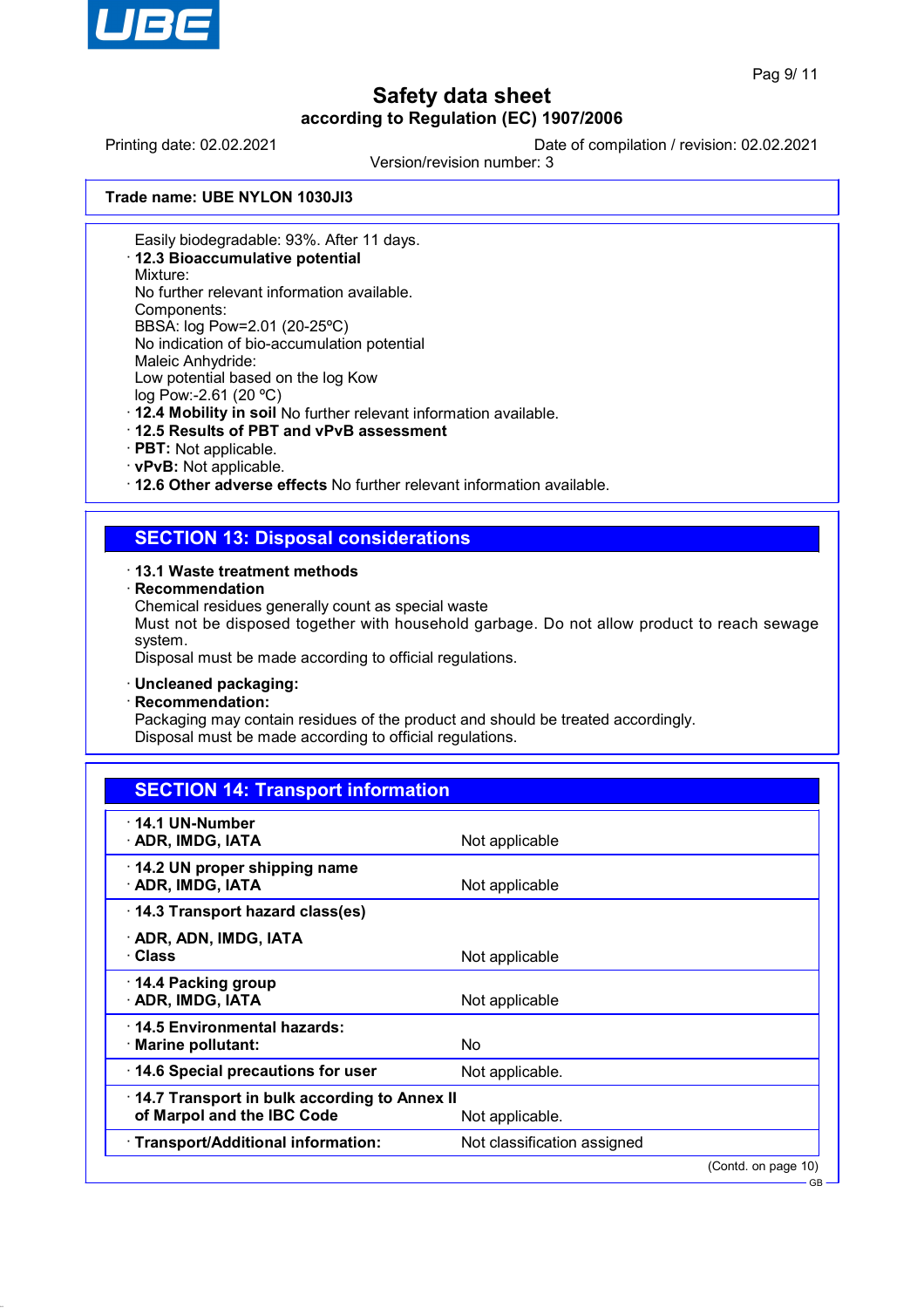**Trade name: UBE NYLON 1030JI3**

Easily biodegradable: 93%. After 11 days.

· **12.3 Bioaccumulative potential**
Mixture:
No further relevant information available.
Components:
BBSA: log Pow=2.01 (20-25ºC)
No indication of bio-accumulation potential
Maleic Anhydride:
Low potential based on the log Kow
log Pow:-2.61 (20 ºC)

· **12.4 Mobility in soil** No further relevant information available.
· **12.5 Results of PBT and vPvB assessment**
· **PBT:** Not applicable.
· **vPvB:** Not applicable.
· **12.6 Other adverse effects** No further relevant information available.

## SECTION 13: Disposal considerations

· **13.1 Waste treatment methods**
· **Recommendation**
Chemical residues generally count as special waste
Must not be disposed together with household garbage. Do not allow product to reach sewage system.
Disposal must be made according to official regulations.

· **Uncleaned packaging:**
· **Recommendation:**
Packaging may contain residues of the product and should be treated accordingly.
Disposal must be made according to official regulations.

## SECTION 14: Transport information

| | |
|---|---|
| · **14.1 UN-Number**<br>· **ADR, IMDG, IATA** | Not applicable |
| · **14.2 UN proper shipping name**<br>· **ADR, IMDG, IATA** | Not applicable |
| · **14.3 Transport hazard class(es)**<br>· **ADR, ADN, IMDG, IATA**<br>· **Class** | Not applicable |
| · **14.4 Packing group**<br>· **ADR, IMDG, IATA** | Not applicable |
| · **14.5 Environmental hazards:**<br>· **Marine pollutant:** | No |
| · **14.6 Special precautions for user** | Not applicable. |
| · **14.7 Transport in bulk according to Annex II of Marpol and the IBC Code** | Not applicable. |
| · **Transport/Additional information:** | Not classification assigned |

(Contd. on page 10)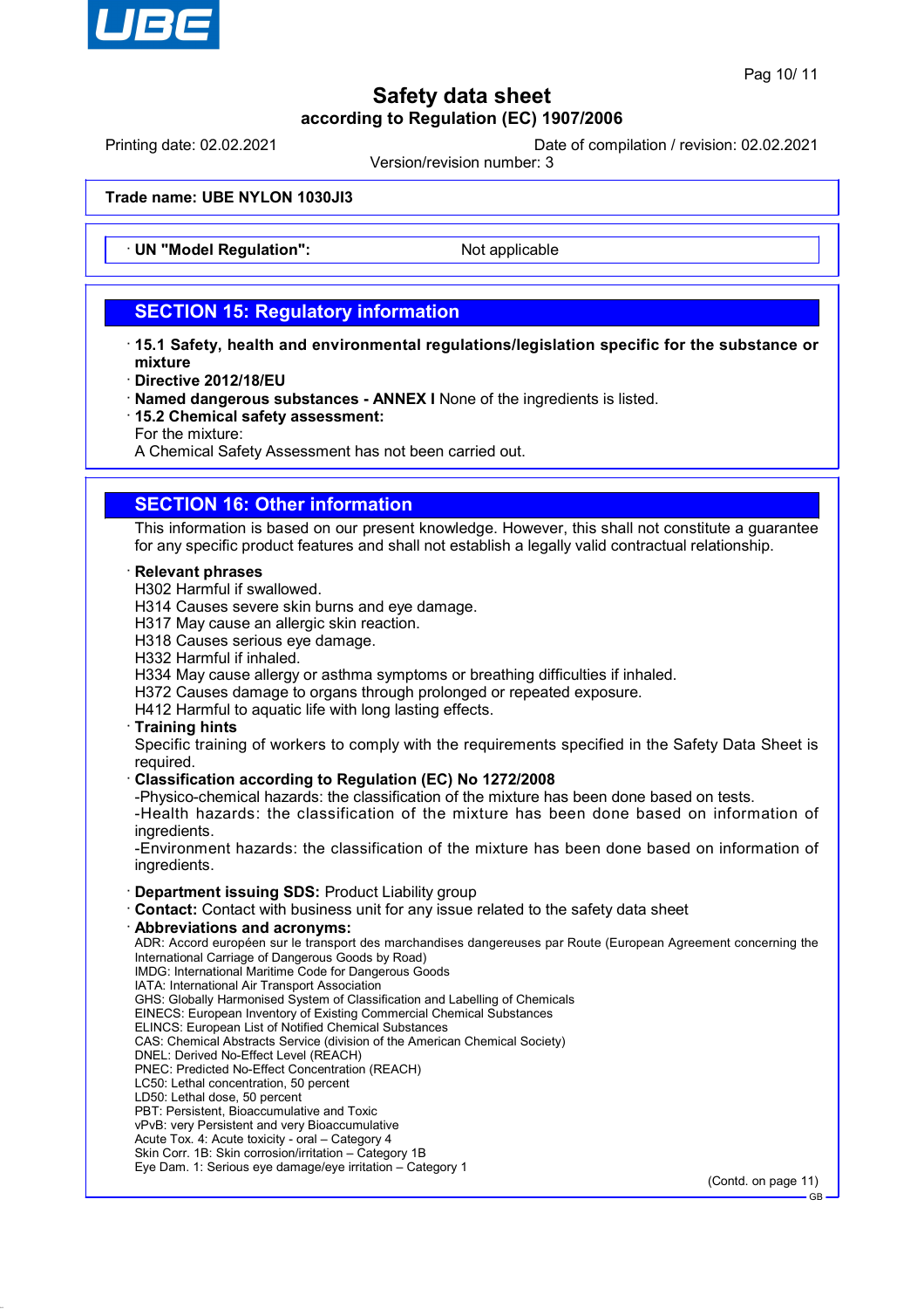Trade name: UBE NYLON 1030JI3

· **UN "Model Regulation":** Not applicable

## SECTION 15: Regulatory information

· **15.1 Safety, health and environmental regulations/legislation specific for the substance or mixture**
· **Directive 2012/18/EU**
· **Named dangerous substances - ANNEX I** None of the ingredients is listed.
· **15.2 Chemical safety assessment:**
For the mixture:
A Chemical Safety Assessment has not been carried out.

## SECTION 16: Other information

This information is based on our present knowledge. However, this shall not constitute a guarantee for any specific product features and shall not establish a legally valid contractual relationship.

· **Relevant phrases**
H302 Harmful if swallowed.
H314 Causes severe skin burns and eye damage.
H317 May cause an allergic skin reaction.
H318 Causes serious eye damage.
H332 Harmful if inhaled.
H334 May cause allergy or asthma symptoms or breathing difficulties if inhaled.
H372 Causes damage to organs through prolonged or repeated exposure.
H412 Harmful to aquatic life with long lasting effects.
· **Training hints**
Specific training of workers to comply with the requirements specified in the Safety Data Sheet is required.
· **Classification according to Regulation (EC) No 1272/2008**
-Physico-chemical hazards: the classification of the mixture has been done based on tests.
-Health hazards: the classification of the mixture has been done based on information of ingredients.
-Environment hazards: the classification of the mixture has been done based on information of ingredients.

· **Department issuing SDS:** Product Liability group
· **Contact:** Contact with business unit for any issue related to the safety data sheet
· **Abbreviations and acronyms:**
ADR: Accord européen sur le transport des marchandises dangereuses par Route (European Agreement concerning the International Carriage of Dangerous Goods by Road)
IMDG: International Maritime Code for Dangerous Goods
IATA: International Air Transport Association
GHS: Globally Harmonised System of Classification and Labelling of Chemicals
EINECS: European Inventory of Existing Commercial Chemical Substances
ELINCS: European List of Notified Chemical Substances
CAS: Chemical Abstracts Service (division of the American Chemical Society)
DNEL: Derived No-Effect Level (REACH)
PNEC: Predicted No-Effect Concentration (REACH)
LC50: Lethal concentration, 50 percent
LD50: Lethal dose, 50 percent
PBT: Persistent, Bioaccumulative and Toxic
vPvB: very Persistent and very Bioaccumulative
Acute Tox. 4: Acute toxicity - oral – Category 4
Skin Corr. 1B: Skin corrosion/irritation – Category 1B
Eye Dam. 1: Serious eye damage/eye irritation – Category 1

(Contd. on page 11)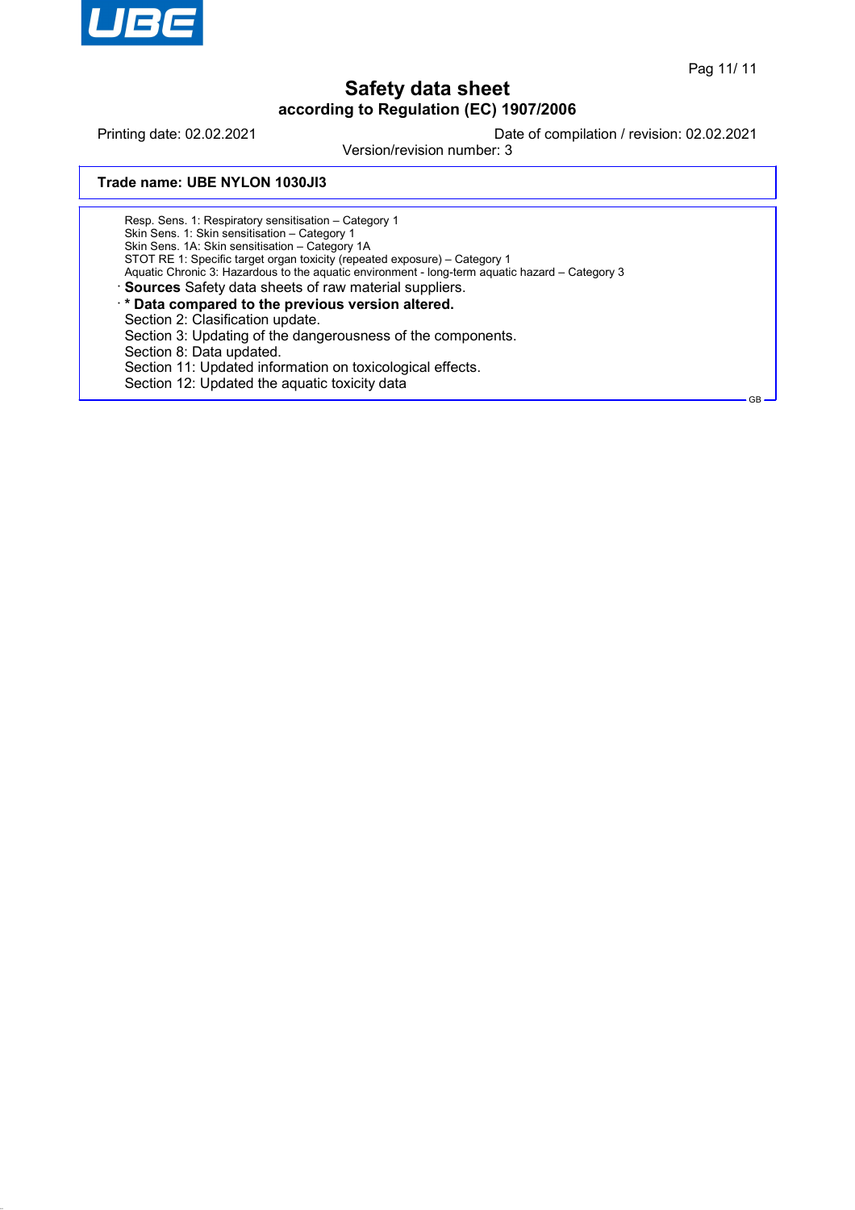Resp. Sens. 1: Respiratory sensitisation – Category 1
Skin Sens. 1: Skin sensitisation – Category 1
Skin Sens. 1A: Skin sensitisation – Category 1A
STOT RE 1: Specific target organ toxicity (repeated exposure) – Category 1
Aquatic Chronic 3: Hazardous to the aquatic environment - long-term aquatic hazard – Category 3

· **Sources** Safety data sheets of raw material suppliers.

· **\* Data compared to the previous version altered.**
Section 2: Clasification update.
Section 3: Updating of the dangerousness of the components.
Section 8: Data updated.
Section 11: Updated information on toxicological effects.
Section 12: Updated the aquatic toxicity data